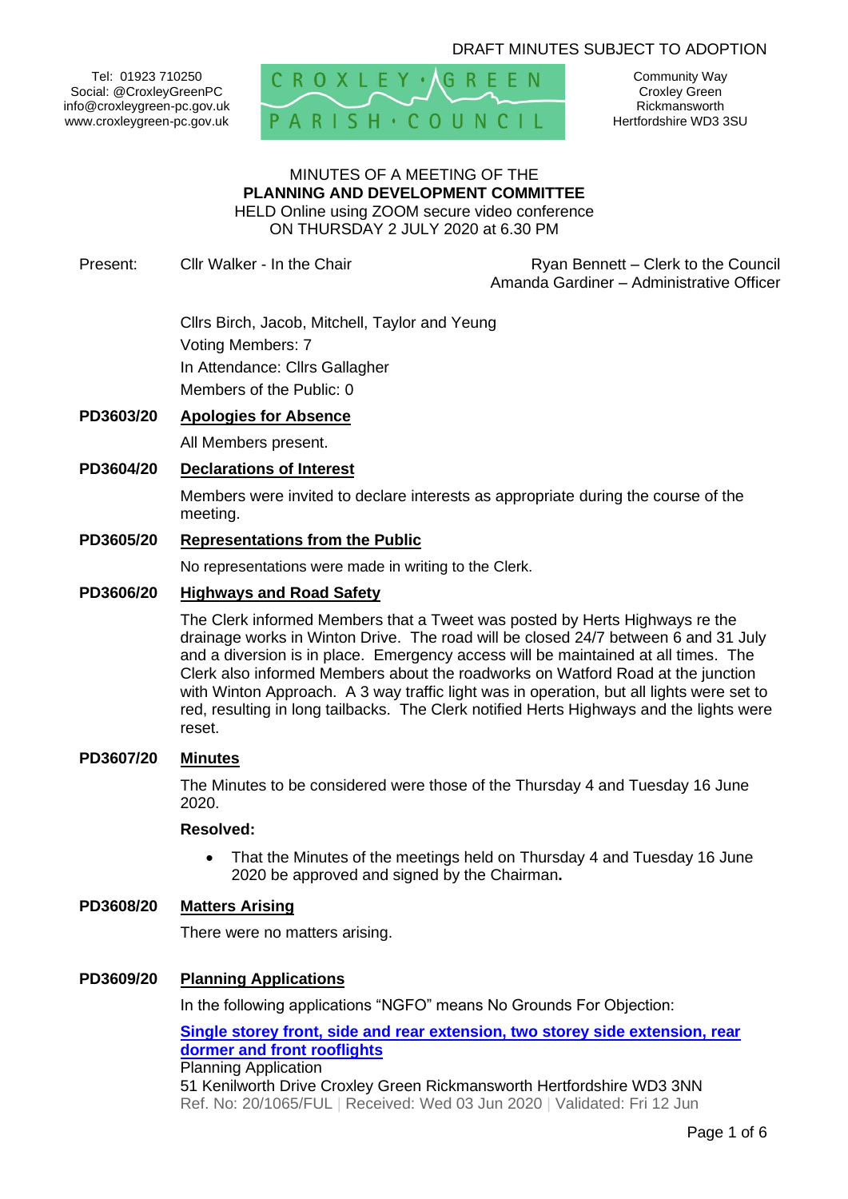DRAFT MINUTES SUBJECT TO ADOPTION

Tel: 01923 710250
Social: @CroxleyGreenPC
info@croxleygreen-pc.gov.uk
www.croxleygreen-pc.gov.uk

CROXLEY GREEN PARISH COUNCIL

Community Way
Croxley Green
Rickmansworth
Hertfordshire WD3 3SU

MINUTES OF A MEETING OF THE
**PLANNING AND DEVELOPMENT COMMITTEE**
HELD Online using ZOOM secure video conference
ON THURSDAY 2 JULY 2020 at 6.30 PM

Present: Cllr Walker - In the Chair

Ryan Bennett – Clerk to the Council
Amanda Gardiner – Administrative Officer

Cllrs Birch, Jacob, Mitchell, Taylor and Yeung
Voting Members: 7
In Attendance: Cllrs Gallagher
Members of the Public: 0

**PD3603/20** **Apologies for Absence**

All Members present.

**PD3604/20** **Declarations of Interest**

Members were invited to declare interests as appropriate during the course of the meeting.

**PD3605/20** **Representations from the Public**

No representations were made in writing to the Clerk.

**PD3606/20** **Highways and Road Safety**

The Clerk informed Members that a Tweet was posted by Herts Highways re the drainage works in Winton Drive. The road will be closed 24/7 between 6 and 31 July and a diversion is in place. Emergency access will be maintained at all times. The Clerk also informed Members about the roadworks on Watford Road at the junction with Winton Approach. A 3 way traffic light was in operation, but all lights were set to red, resulting in long tailbacks. The Clerk notified Herts Highways and the lights were reset.

**PD3607/20** **Minutes**

The Minutes to be considered were those of the Thursday 4 and Tuesday 16 June 2020.

**Resolved:**

- That the Minutes of the meetings held on Thursday 4 and Tuesday 16 June 2020 be approved and signed by the Chairman**.**

**PD3608/20** **Matters Arising**

There were no matters arising.

**PD3609/20** **Planning Applications**

In the following applications "NGFO" means No Grounds For Objection:

**Single storey front, side and rear extension, two storey side extension, rear dormer and front rooflights**
Planning Application
51 Kenilworth Drive Croxley Green Rickmansworth Hertfordshire WD3 3NN
Ref. No: 20/1065/FUL | Received: Wed 03 Jun 2020 | Validated: Fri 12 Jun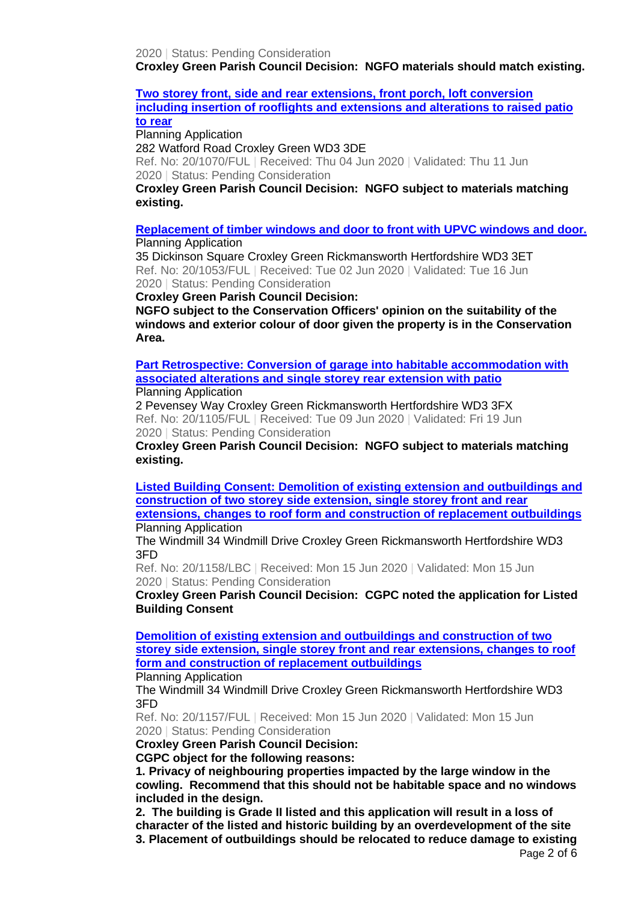2020 | Status: Pending Consideration

**Croxley Green Parish Council Decision: NGFO materials should match existing.**

**Two storey front, side and rear extensions, front porch, loft conversion including insertion of rooflights and extensions and alterations to raised patio to rear**

Planning Application

282 Watford Road Croxley Green WD3 3DE

Ref. No: 20/1070/FUL | Received: Thu 04 Jun 2020 | Validated: Thu 11 Jun 2020 | Status: Pending Consideration

**Croxley Green Parish Council Decision: NGFO subject to materials matching existing.**

**Replacement of timber windows and door to front with UPVC windows and door.**

Planning Application

35 Dickinson Square Croxley Green Rickmansworth Hertfordshire WD3 3ET

Ref. No: 20/1053/FUL | Received: Tue 02 Jun 2020 | Validated: Tue 16 Jun 2020 | Status: Pending Consideration

**Croxley Green Parish Council Decision:**

**NGFO subject to the Conservation Officers' opinion on the suitability of the windows and exterior colour of door given the property is in the Conservation Area.**

**Part Retrospective: Conversion of garage into habitable accommodation with associated alterations and single storey rear extension with patio**

Planning Application

2 Pevensey Way Croxley Green Rickmansworth Hertfordshire WD3 3FX

Ref. No: 20/1105/FUL | Received: Tue 09 Jun 2020 | Validated: Fri 19 Jun 2020 | Status: Pending Consideration

**Croxley Green Parish Council Decision: NGFO subject to materials matching existing.**

**Listed Building Consent: Demolition of existing extension and outbuildings and construction of two storey side extension, single storey front and rear extensions, changes to roof form and construction of replacement outbuildings**

Planning Application

The Windmill 34 Windmill Drive Croxley Green Rickmansworth Hertfordshire WD3 3FD

Ref. No: 20/1158/LBC | Received: Mon 15 Jun 2020 | Validated: Mon 15 Jun 2020 | Status: Pending Consideration

**Croxley Green Parish Council Decision: CGPC noted the application for Listed Building Consent**

**Demolition of existing extension and outbuildings and construction of two storey side extension, single storey front and rear extensions, changes to roof form and construction of replacement outbuildings**

Planning Application

The Windmill 34 Windmill Drive Croxley Green Rickmansworth Hertfordshire WD3 3FD

Ref. No: 20/1157/FUL | Received: Mon 15 Jun 2020 | Validated: Mon 15 Jun 2020 | Status: Pending Consideration

**Croxley Green Parish Council Decision:**

**CGPC object for the following reasons:**

**1. Privacy of neighbouring properties impacted by the large window in the cowling. Recommend that this should not be habitable space and no windows included in the design.**

**2. The building is Grade II listed and this application will result in a loss of character of the listed and historic building by an overdevelopment of the site**

**3. Placement of outbuildings should be relocated to reduce damage to existing**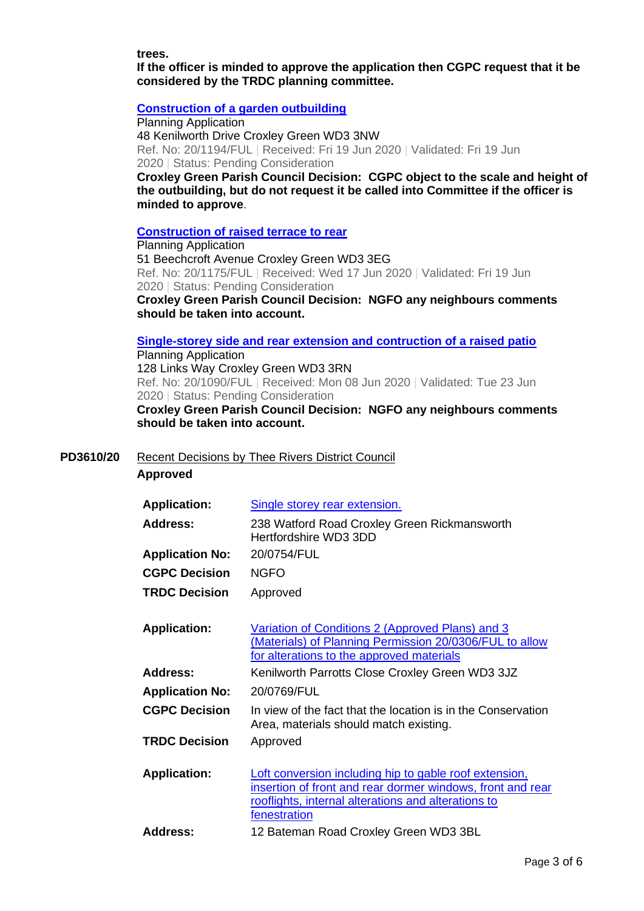**trees.**
**If the officer is minded to approve the application then CGPC request that it be considered by the TRDC planning committee.**

**Construction of a garden outbuilding**
Planning Application
48 Kenilworth Drive Croxley Green WD3 3NW
Ref. No: 20/1194/FUL | Received: Fri 19 Jun 2020 | Validated: Fri 19 Jun 2020 | Status: Pending Consideration
**Croxley Green Parish Council Decision: CGPC object to the scale and height of the outbuilding, but do not request it be called into Committee if the officer is minded to approve**.

**Construction of raised terrace to rear**
Planning Application
51 Beechcroft Avenue Croxley Green WD3 3EG
Ref. No: 20/1175/FUL | Received: Wed 17 Jun 2020 | Validated: Fri 19 Jun 2020 | Status: Pending Consideration
**Croxley Green Parish Council Decision: NGFO any neighbours comments should be taken into account.**

**Single-storey side and rear extension and contruction of a raised patio**
Planning Application
128 Links Way Croxley Green WD3 3RN
Ref. No: 20/1090/FUL | Received: Mon 08 Jun 2020 | Validated: Tue 23 Jun 2020 | Status: Pending Consideration
**Croxley Green Parish Council Decision: NGFO any neighbours comments should be taken into account.**

**PD3610/20** Recent Decisions by Thee Rivers District Council

**Approved**

| | |
|---|---|
| **Application:** | Single storey rear extension. |
| **Address:** | 238 Watford Road Croxley Green Rickmansworth Hertfordshire WD3 3DD |
| **Application No:** | 20/0754/FUL |
| **CGPC Decision** | NGFO |
| **TRDC Decision** | Approved |
| **Application:** | Variation of Conditions 2 (Approved Plans) and 3 (Materials) of Planning Permission 20/0306/FUL to allow for alterations to the approved materials |
| **Address:** | Kenilworth Parrotts Close Croxley Green WD3 3JZ |
| **Application No:** | 20/0769/FUL |
| **CGPC Decision** | In view of the fact that the location is in the Conservation Area, materials should match existing. |
| **TRDC Decision** | Approved |
| **Application:** | Loft conversion including hip to gable roof extension, insertion of front and rear dormer windows, front and rear rooflights, internal alterations and alterations to fenestration |
| **Address:** | 12 Bateman Road Croxley Green WD3 3BL |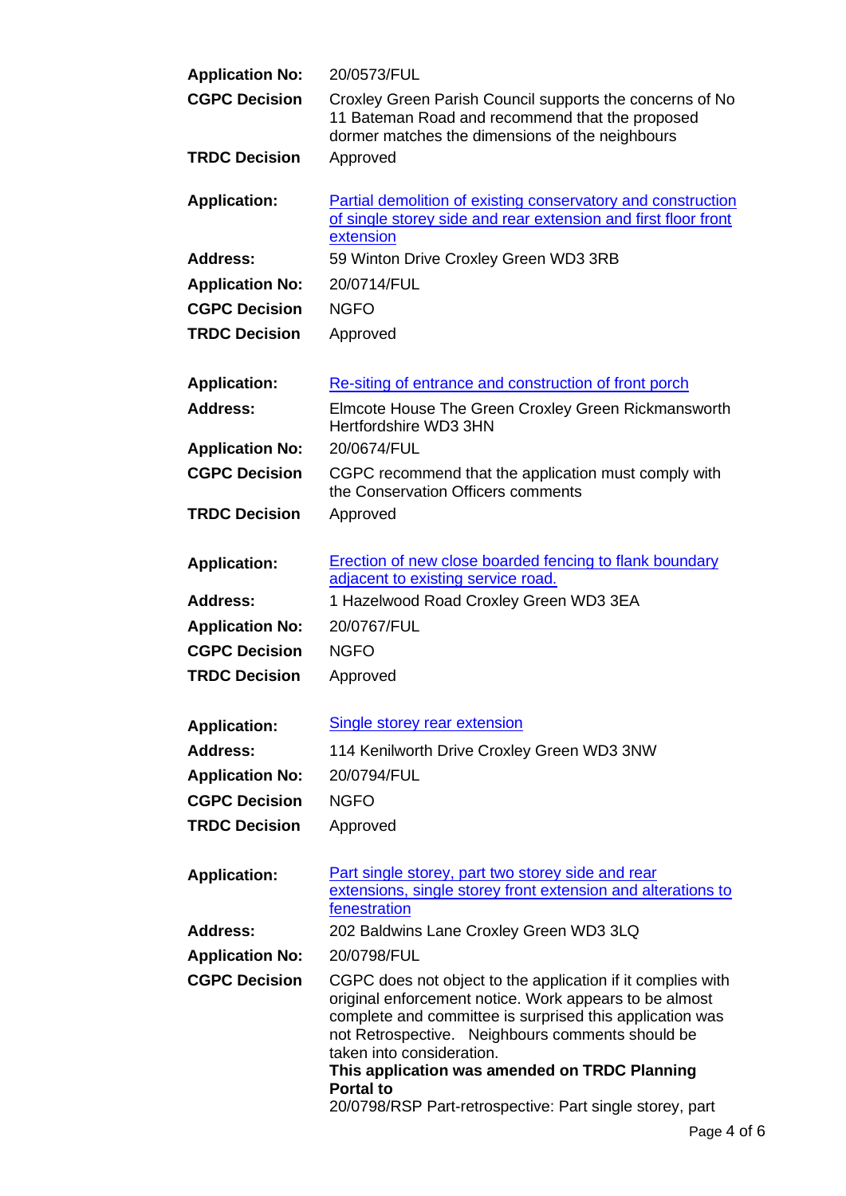| | |
|---|---|
| **Application No:** | 20/0573/FUL |
| **CGPC Decision** | Croxley Green Parish Council supports the concerns of No 11 Bateman Road and recommend that the proposed dormer matches the dimensions of the neighbours |
| **TRDC Decision** | Approved |

| | |
|---|---|
| **Application:** | Partial demolition of existing conservatory and construction of single storey side and rear extension and first floor front extension |
| **Address:** | 59 Winton Drive Croxley Green WD3 3RB |
| **Application No:** | 20/0714/FUL |
| **CGPC Decision** | NGFO |
| **TRDC Decision** | Approved |

| | |
|---|---|
| **Application:** | Re-siting of entrance and construction of front porch |
| **Address:** | Elmcote House The Green Croxley Green Rickmansworth Hertfordshire WD3 3HN |
| **Application No:** | 20/0674/FUL |
| **CGPC Decision** | CGPC recommend that the application must comply with the Conservation Officers comments |
| **TRDC Decision** | Approved |

| | |
|---|---|
| **Application:** | Erection of new close boarded fencing to flank boundary adjacent to existing service road. |
| **Address:** | 1 Hazelwood Road Croxley Green WD3 3EA |
| **Application No:** | 20/0767/FUL |
| **CGPC Decision** | NGFO |
| **TRDC Decision** | Approved |

| | |
|---|---|
| **Application:** | Single storey rear extension |
| **Address:** | 114 Kenilworth Drive Croxley Green WD3 3NW |
| **Application No:** | 20/0794/FUL |
| **CGPC Decision** | NGFO |
| **TRDC Decision** | Approved |

| | |
|---|---|
| **Application:** | Part single storey, part two storey side and rear extensions, single storey front extension and alterations to fenestration |
| **Address:** | 202 Baldwins Lane Croxley Green WD3 3LQ |
| **Application No:** | 20/0798/FUL |
| **CGPC Decision** | CGPC does not object to the application if it complies with original enforcement notice. Work appears to be almost complete and committee is surprised this application was not Retrospective. Neighbours comments should be taken into consideration. **This application was amended on TRDC Planning Portal to** 20/0798/RSP Part-retrospective: Part single storey, part |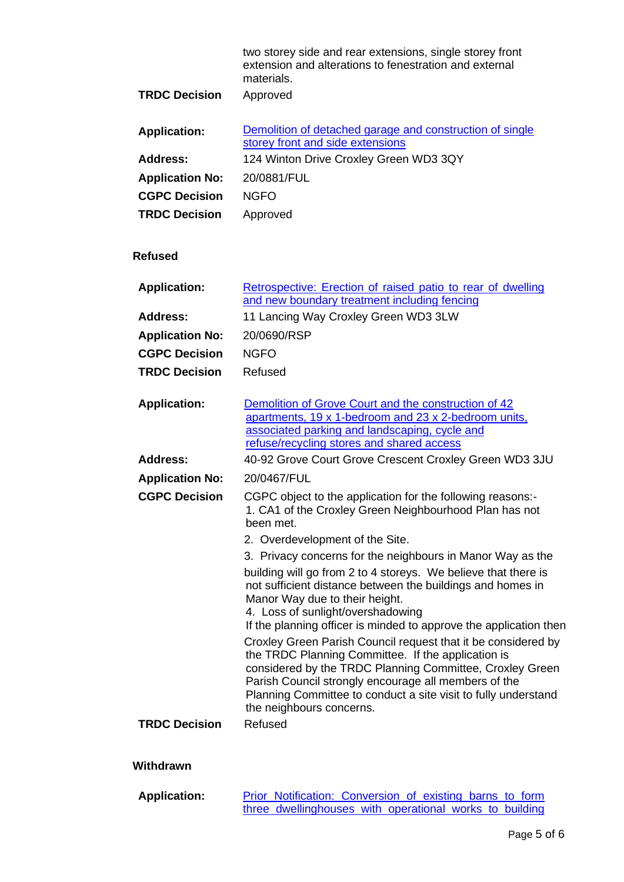| | |
|---|---|
| | two storey side and rear extensions, single storey front extension and alterations to fenestration and external materials. |
| **TRDC Decision** | Approved |

| | |
|---|---|
| **Application:** | Demolition of detached garage and construction of single storey front and side extensions |
| **Address:** | 124 Winton Drive Croxley Green WD3 3QY |
| **Application No:** | 20/0881/FUL |
| **CGPC Decision** | NGFO |
| **TRDC Decision** | Approved |

**Refused**

| | |
|---|---|
| **Application:** | Retrospective: Erection of raised patio to rear of dwelling and new boundary treatment including fencing |
| **Address:** | 11 Lancing Way Croxley Green WD3 3LW |
| **Application No:** | 20/0690/RSP |
| **CGPC Decision** | NGFO |
| **TRDC Decision** | Refused |

| | |
|---|---|
| **Application:** | Demolition of Grove Court and the construction of 42 apartments, 19 x 1-bedroom and 23 x 2-bedroom units, associated parking and landscaping, cycle and refuse/recycling stores and shared access |
| **Address:** | 40-92 Grove Court Grove Crescent Croxley Green WD3 3JU |
| **Application No:** | 20/0467/FUL |
| **CGPC Decision** | CGPC object to the application for the following reasons:-<br>1. CA1 of the Croxley Green Neighbourhood Plan has not been met.<br>2. Overdevelopment of the Site.<br>3. Privacy concerns for the neighbours in Manor Way as the building will go from 2 to 4 storeys. We believe that there is not sufficient distance between the buildings and homes in Manor Way due to their height.<br>4. Loss of sunlight/overshadowing<br>If the planning officer is minded to approve the application then Croxley Green Parish Council request that it be considered by the TRDC Planning Committee. If the application is considered by the TRDC Planning Committee, Croxley Green Parish Council strongly encourage all members of the Planning Committee to conduct a site visit to fully understand the neighbours concerns. |
| **TRDC Decision** | Refused |

**Withdrawn**

| | |
|---|---|
| **Application:** | Prior Notification: Conversion of existing barns to form three dwellinghouses with operational works to building |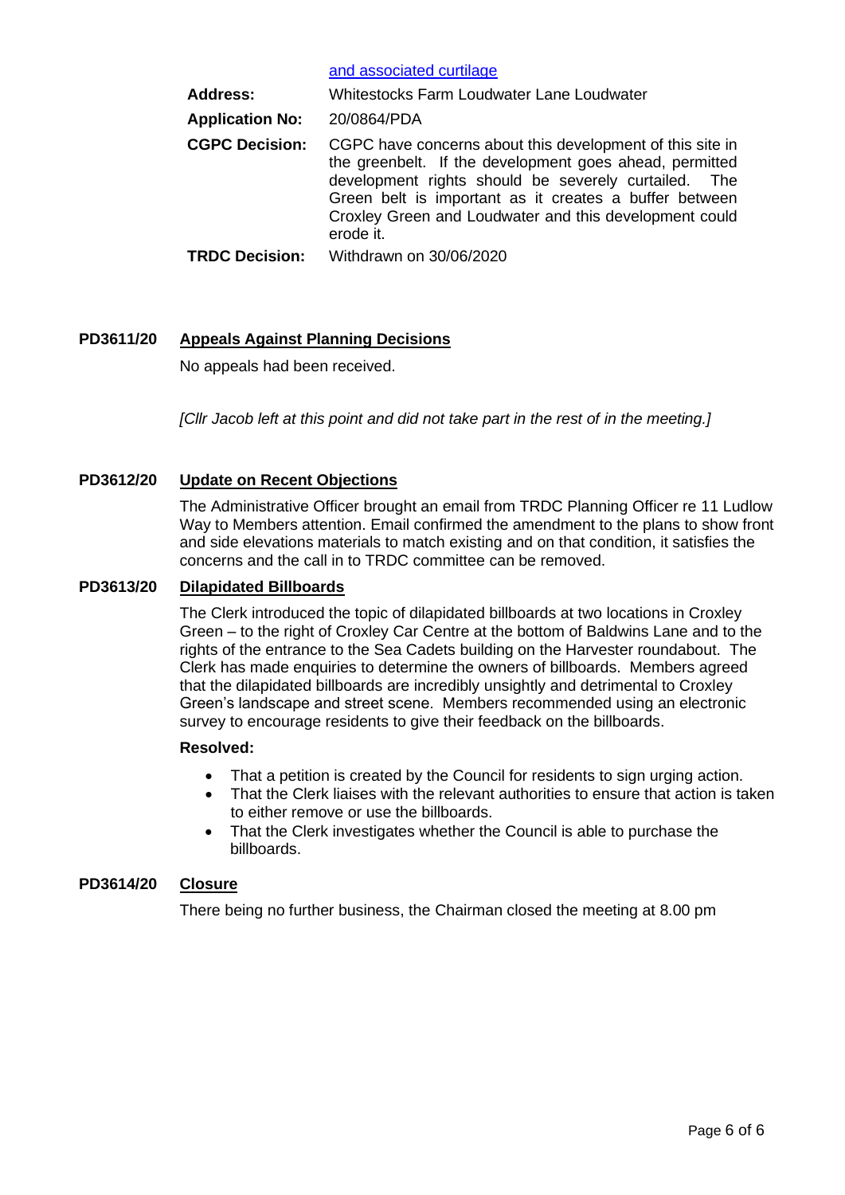[and associated curtilage](#)

| | |
|---|---|
| **Address:** | Whitestocks Farm Loudwater Lane Loudwater |
| **Application No:** | 20/0864/PDA |
| **CGPC Decision:** | CGPC have concerns about this development of this site in the greenbelt. If the development goes ahead, permitted development rights should be severely curtailed. The Green belt is important as it creates a buffer between Croxley Green and Loudwater and this development could erode it. |
| **TRDC Decision:** | Withdrawn on 30/06/2020 |

**PD3611/20 Appeals Against Planning Decisions**

No appeals had been received.

*[Cllr Jacob left at this point and did not take part in the rest of in the meeting.]*

**PD3612/20 Update on Recent Objections**

The Administrative Officer brought an email from TRDC Planning Officer re 11 Ludlow Way to Members attention. Email confirmed the amendment to the plans to show front and side elevations materials to match existing and on that condition, it satisfies the concerns and the call in to TRDC committee can be removed.

**PD3613/20 Dilapidated Billboards**

The Clerk introduced the topic of dilapidated billboards at two locations in Croxley Green – to the right of Croxley Car Centre at the bottom of Baldwins Lane and to the rights of the entrance to the Sea Cadets building on the Harvester roundabout. The Clerk has made enquiries to determine the owners of billboards. Members agreed that the dilapidated billboards are incredibly unsightly and detrimental to Croxley Green's landscape and street scene. Members recommended using an electronic survey to encourage residents to give their feedback on the billboards.

**Resolved:**

- That a petition is created by the Council for residents to sign urging action.
- That the Clerk liaises with the relevant authorities to ensure that action is taken to either remove or use the billboards.
- That the Clerk investigates whether the Council is able to purchase the billboards.

**PD3614/20 Closure**

There being no further business, the Chairman closed the meeting at 8.00 pm